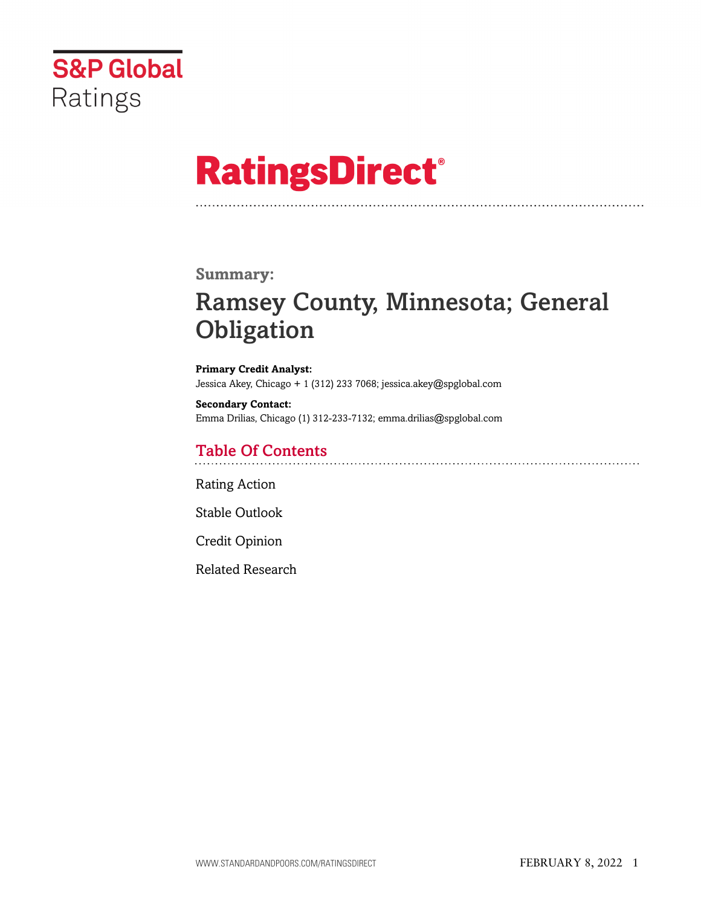S&P Global Ratings

# RatingsDirect®

## Summary:

# Ramsey County, Minnesota; General Obligation

**Primary Credit Analyst:**
Jessica Akey, Chicago + 1 (312) 233 7068; jessica.akey@spglobal.com

**Secondary Contact:**
Emma Drilias, Chicago (1) 312-233-7132; emma.drilias@spglobal.com

## Table Of Contents

Rating Action

Stable Outlook

Credit Opinion

Related Research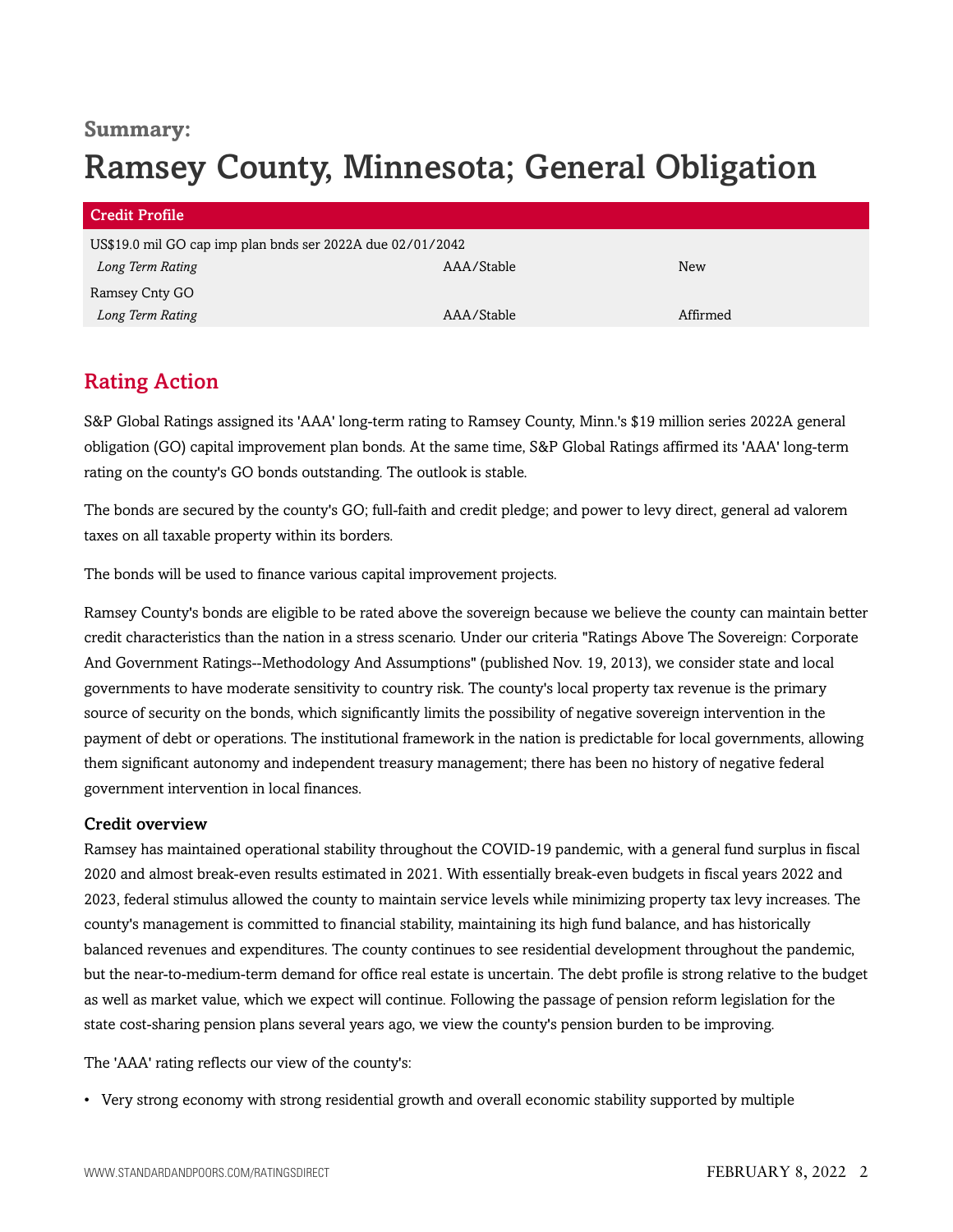**Summary:**

# Ramsey County, Minnesota; General Obligation

| Credit Profile | | |
|---|---|---|
| US$19.0 mil GO cap imp plan bnds ser 2022A due 02/01/2042 | | |
| *Long Term Rating* | AAA/Stable | New |
| Ramsey Cnty GO | | |
| *Long Term Rating* | AAA/Stable | Affirmed |

## Rating Action

S&P Global Ratings assigned its 'AAA' long-term rating to Ramsey County, Minn.'s $19 million series 2022A general obligation (GO) capital improvement plan bonds. At the same time, S&P Global Ratings affirmed its 'AAA' long-term rating on the county's GO bonds outstanding. The outlook is stable.

The bonds are secured by the county's GO; full-faith and credit pledge; and power to levy direct, general ad valorem taxes on all taxable property within its borders.

The bonds will be used to finance various capital improvement projects.

Ramsey County's bonds are eligible to be rated above the sovereign because we believe the county can maintain better credit characteristics than the nation in a stress scenario. Under our criteria "Ratings Above The Sovereign: Corporate And Government Ratings--Methodology And Assumptions" (published Nov. 19, 2013), we consider state and local governments to have moderate sensitivity to country risk. The county's local property tax revenue is the primary source of security on the bonds, which significantly limits the possibility of negative sovereign intervention in the payment of debt or operations. The institutional framework in the nation is predictable for local governments, allowing them significant autonomy and independent treasury management; there has been no history of negative federal government intervention in local finances.

### Credit overview

Ramsey has maintained operational stability throughout the COVID-19 pandemic, with a general fund surplus in fiscal 2020 and almost break-even results estimated in 2021. With essentially break-even budgets in fiscal years 2022 and 2023, federal stimulus allowed the county to maintain service levels while minimizing property tax levy increases. The county's management is committed to financial stability, maintaining its high fund balance, and has historically balanced revenues and expenditures. The county continues to see residential development throughout the pandemic, but the near-to-medium-term demand for office real estate is uncertain. The debt profile is strong relative to the budget as well as market value, which we expect will continue. Following the passage of pension reform legislation for the state cost-sharing pension plans several years ago, we view the county's pension burden to be improving.

The 'AAA' rating reflects our view of the county's:

- Very strong economy with strong residential growth and overall economic stability supported by multiple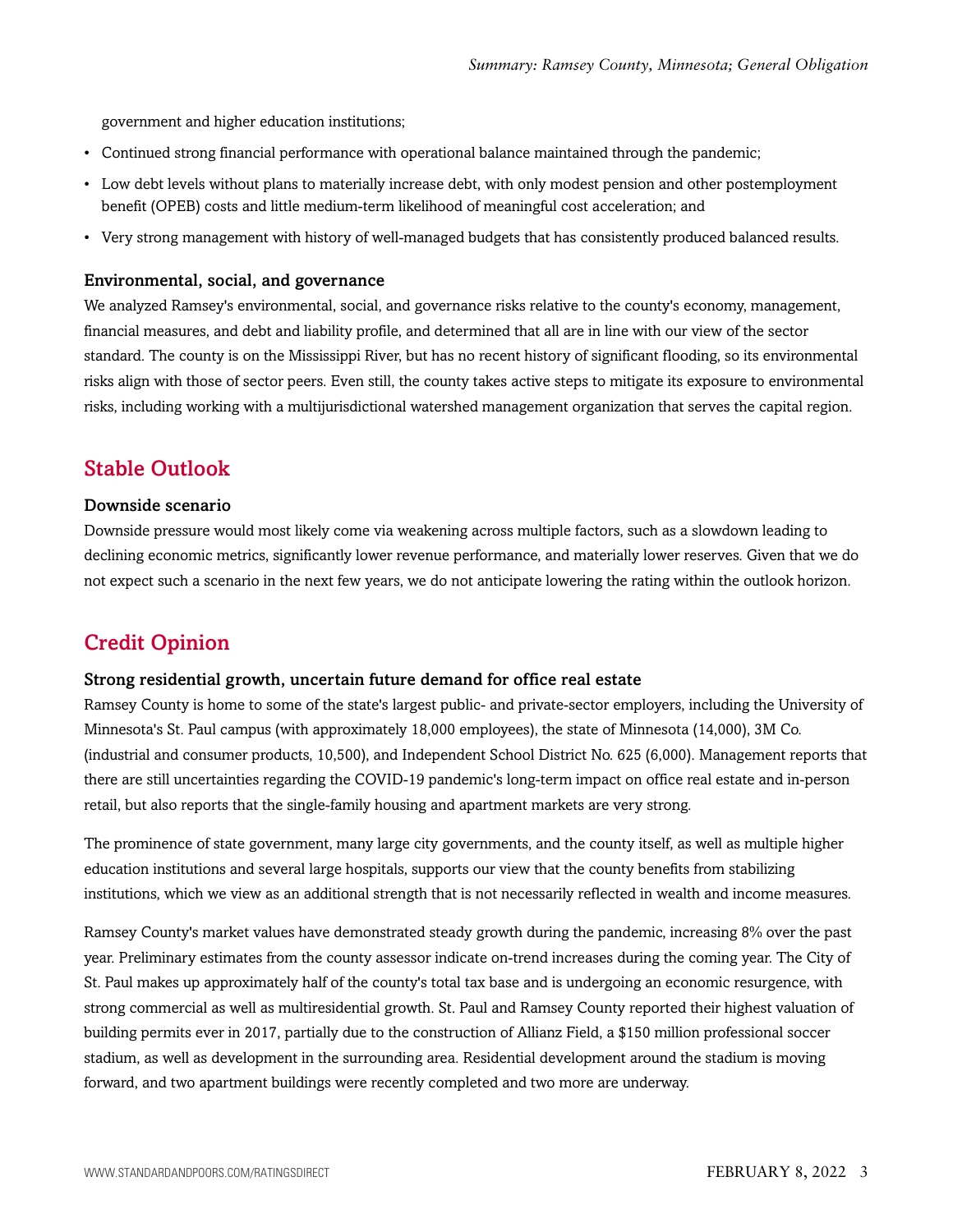government and higher education institutions;

- Continued strong financial performance with operational balance maintained through the pandemic;
- Low debt levels without plans to materially increase debt, with only modest pension and other postemployment benefit (OPEB) costs and little medium-term likelihood of meaningful cost acceleration; and
- Very strong management with history of well-managed budgets that has consistently produced balanced results.

### Environmental, social, and governance

We analyzed Ramsey's environmental, social, and governance risks relative to the county's economy, management, financial measures, and debt and liability profile, and determined that all are in line with our view of the sector standard. The county is on the Mississippi River, but has no recent history of significant flooding, so its environmental risks align with those of sector peers. Even still, the county takes active steps to mitigate its exposure to environmental risks, including working with a multijurisdictional watershed management organization that serves the capital region.

## Stable Outlook

### Downside scenario

Downside pressure would most likely come via weakening across multiple factors, such as a slowdown leading to declining economic metrics, significantly lower revenue performance, and materially lower reserves. Given that we do not expect such a scenario in the next few years, we do not anticipate lowering the rating within the outlook horizon.

## Credit Opinion

### Strong residential growth, uncertain future demand for office real estate

Ramsey County is home to some of the state's largest public- and private-sector employers, including the University of Minnesota's St. Paul campus (with approximately 18,000 employees), the state of Minnesota (14,000), 3M Co. (industrial and consumer products, 10,500), and Independent School District No. 625 (6,000). Management reports that there are still uncertainties regarding the COVID-19 pandemic's long-term impact on office real estate and in-person retail, but also reports that the single-family housing and apartment markets are very strong.

The prominence of state government, many large city governments, and the county itself, as well as multiple higher education institutions and several large hospitals, supports our view that the county benefits from stabilizing institutions, which we view as an additional strength that is not necessarily reflected in wealth and income measures.

Ramsey County's market values have demonstrated steady growth during the pandemic, increasing 8% over the past year. Preliminary estimates from the county assessor indicate on-trend increases during the coming year. The City of St. Paul makes up approximately half of the county's total tax base and is undergoing an economic resurgence, with strong commercial as well as multiresidential growth. St. Paul and Ramsey County reported their highest valuation of building permits ever in 2017, partially due to the construction of Allianz Field, a $150 million professional soccer stadium, as well as development in the surrounding area. Residential development around the stadium is moving forward, and two apartment buildings were recently completed and two more are underway.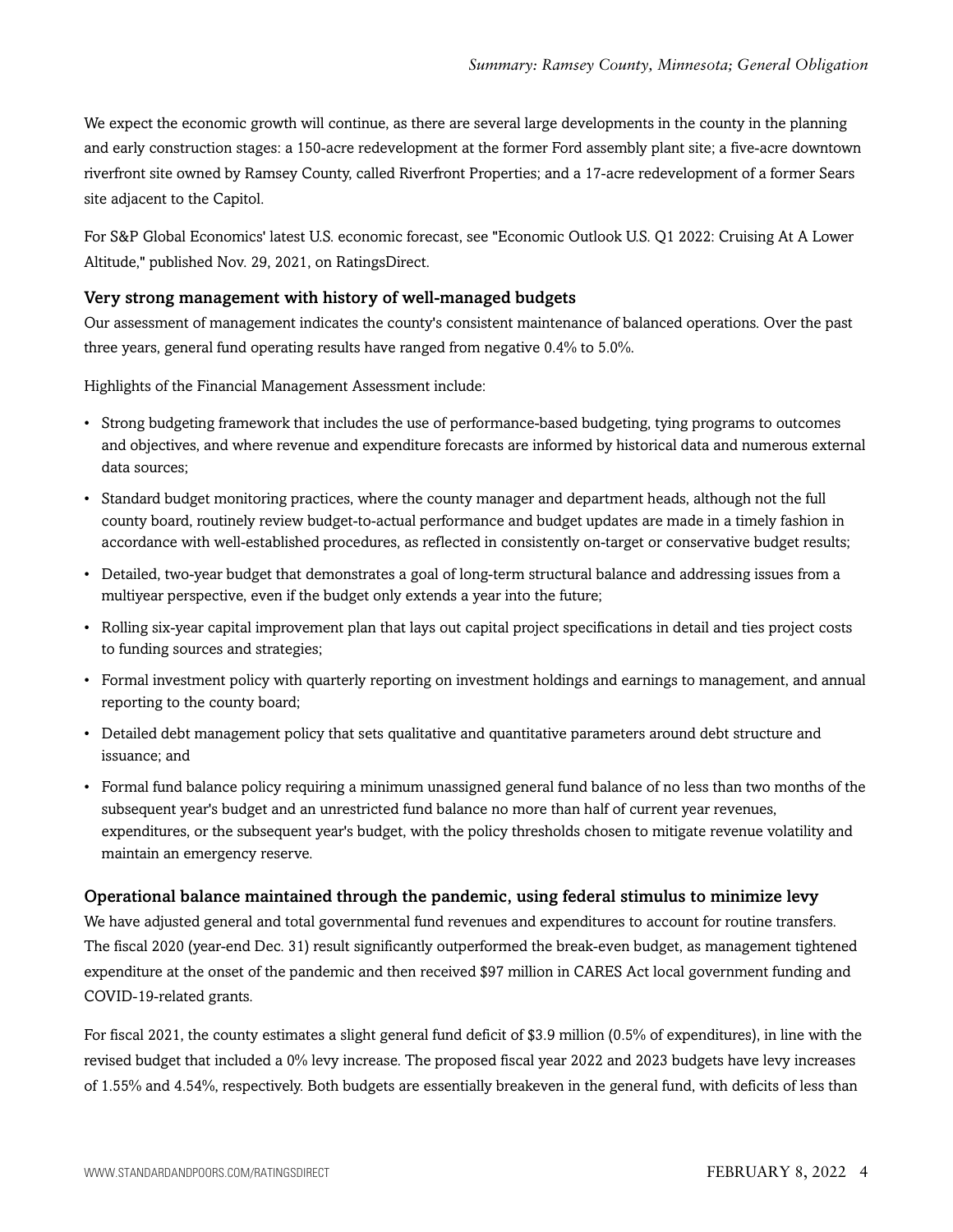We expect the economic growth will continue, as there are several large developments in the county in the planning and early construction stages: a 150-acre redevelopment at the former Ford assembly plant site; a five-acre downtown riverfront site owned by Ramsey County, called Riverfront Properties; and a 17-acre redevelopment of a former Sears site adjacent to the Capitol.

For S&P Global Economics' latest U.S. economic forecast, see "Economic Outlook U.S. Q1 2022: Cruising At A Lower Altitude," published Nov. 29, 2021, on RatingsDirect.

### Very strong management with history of well-managed budgets

Our assessment of management indicates the county's consistent maintenance of balanced operations. Over the past three years, general fund operating results have ranged from negative 0.4% to 5.0%.

Highlights of the Financial Management Assessment include:

- Strong budgeting framework that includes the use of performance-based budgeting, tying programs to outcomes and objectives, and where revenue and expenditure forecasts are informed by historical data and numerous external data sources;
- Standard budget monitoring practices, where the county manager and department heads, although not the full county board, routinely review budget-to-actual performance and budget updates are made in a timely fashion in accordance with well-established procedures, as reflected in consistently on-target or conservative budget results;
- Detailed, two-year budget that demonstrates a goal of long-term structural balance and addressing issues from a multiyear perspective, even if the budget only extends a year into the future;
- Rolling six-year capital improvement plan that lays out capital project specifications in detail and ties project costs to funding sources and strategies;
- Formal investment policy with quarterly reporting on investment holdings and earnings to management, and annual reporting to the county board;
- Detailed debt management policy that sets qualitative and quantitative parameters around debt structure and issuance; and
- Formal fund balance policy requiring a minimum unassigned general fund balance of no less than two months of the subsequent year's budget and an unrestricted fund balance no more than half of current year revenues, expenditures, or the subsequent year's budget, with the policy thresholds chosen to mitigate revenue volatility and maintain an emergency reserve.

### Operational balance maintained through the pandemic, using federal stimulus to minimize levy

We have adjusted general and total governmental fund revenues and expenditures to account for routine transfers. The fiscal 2020 (year-end Dec. 31) result significantly outperformed the break-even budget, as management tightened expenditure at the onset of the pandemic and then received $97 million in CARES Act local government funding and COVID-19-related grants.

For fiscal 2021, the county estimates a slight general fund deficit of $3.9 million (0.5% of expenditures), in line with the revised budget that included a 0% levy increase. The proposed fiscal year 2022 and 2023 budgets have levy increases of 1.55% and 4.54%, respectively. Both budgets are essentially breakeven in the general fund, with deficits of less than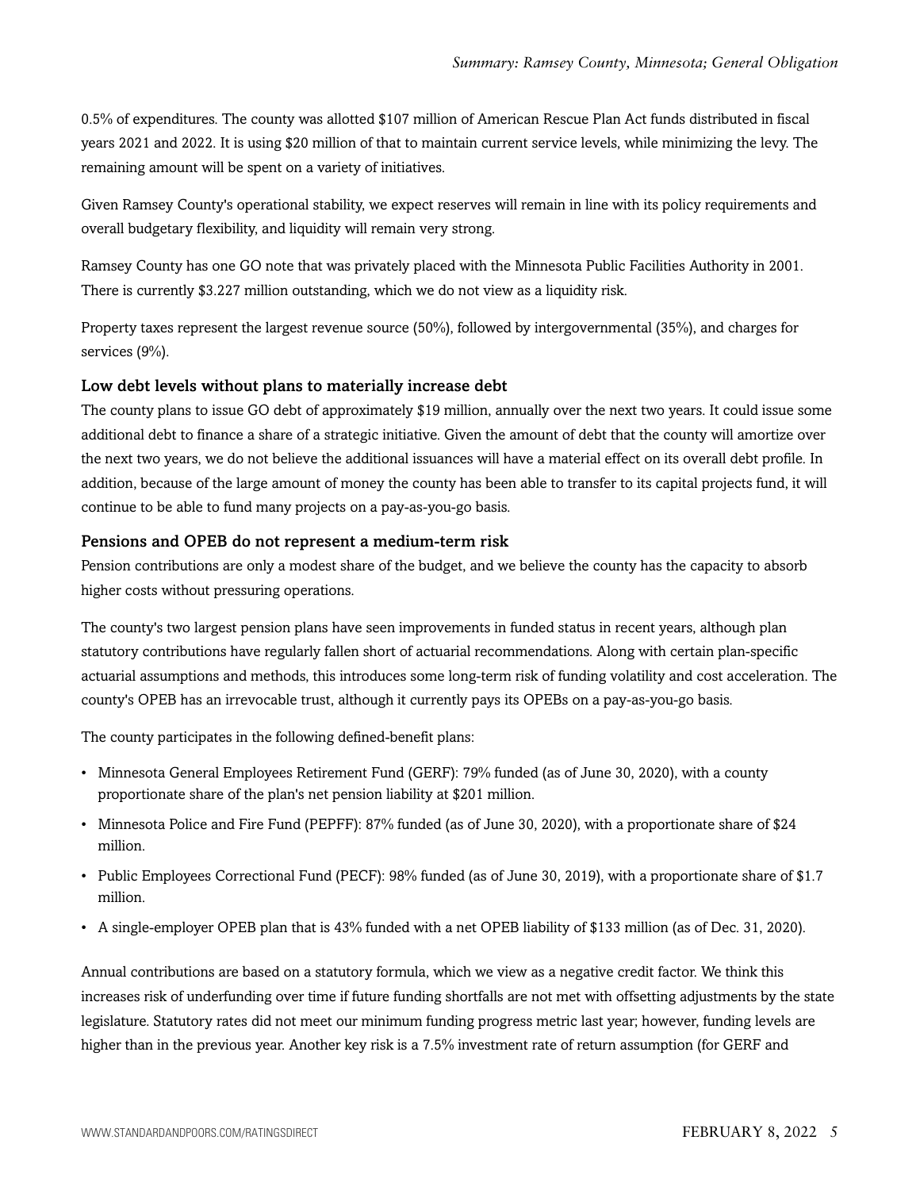0.5% of expenditures. The county was allotted $107 million of American Rescue Plan Act funds distributed in fiscal years 2021 and 2022. It is using $20 million of that to maintain current service levels, while minimizing the levy. The remaining amount will be spent on a variety of initiatives.

Given Ramsey County's operational stability, we expect reserves will remain in line with its policy requirements and overall budgetary flexibility, and liquidity will remain very strong.

Ramsey County has one GO note that was privately placed with the Minnesota Public Facilities Authority in 2001. There is currently $3.227 million outstanding, which we do not view as a liquidity risk.

Property taxes represent the largest revenue source (50%), followed by intergovernmental (35%), and charges for services (9%).

### Low debt levels without plans to materially increase debt

The county plans to issue GO debt of approximately $19 million, annually over the next two years. It could issue some additional debt to finance a share of a strategic initiative. Given the amount of debt that the county will amortize over the next two years, we do not believe the additional issuances will have a material effect on its overall debt profile. In addition, because of the large amount of money the county has been able to transfer to its capital projects fund, it will continue to be able to fund many projects on a pay-as-you-go basis.

### Pensions and OPEB do not represent a medium-term risk

Pension contributions are only a modest share of the budget, and we believe the county has the capacity to absorb higher costs without pressuring operations.

The county's two largest pension plans have seen improvements in funded status in recent years, although plan statutory contributions have regularly fallen short of actuarial recommendations. Along with certain plan-specific actuarial assumptions and methods, this introduces some long-term risk of funding volatility and cost acceleration. The county's OPEB has an irrevocable trust, although it currently pays its OPEBs on a pay-as-you-go basis.

The county participates in the following defined-benefit plans:

- Minnesota General Employees Retirement Fund (GERF): 79% funded (as of June 30, 2020), with a county proportionate share of the plan's net pension liability at $201 million.
- Minnesota Police and Fire Fund (PEPFF): 87% funded (as of June 30, 2020), with a proportionate share of $24 million.
- Public Employees Correctional Fund (PECF): 98% funded (as of June 30, 2019), with a proportionate share of $1.7 million.
- A single-employer OPEB plan that is 43% funded with a net OPEB liability of $133 million (as of Dec. 31, 2020).

Annual contributions are based on a statutory formula, which we view as a negative credit factor. We think this increases risk of underfunding over time if future funding shortfalls are not met with offsetting adjustments by the state legislature. Statutory rates did not meet our minimum funding progress metric last year; however, funding levels are higher than in the previous year. Another key risk is a 7.5% investment rate of return assumption (for GERF and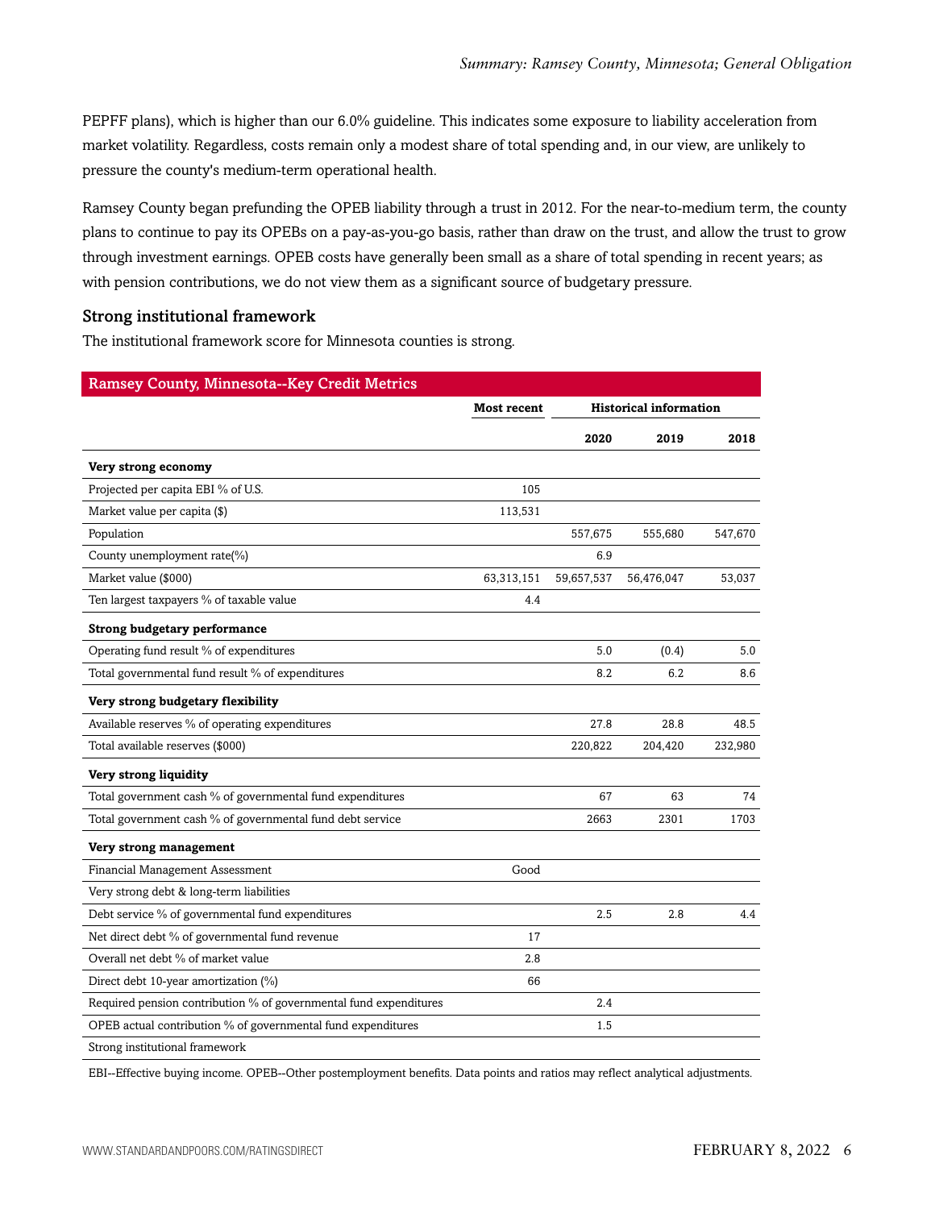PEPFF plans), which is higher than our 6.0% guideline. This indicates some exposure to liability acceleration from market volatility. Regardless, costs remain only a modest share of total spending and, in our view, are unlikely to pressure the county's medium-term operational health.

Ramsey County began prefunding the OPEB liability through a trust in 2012. For the near-to-medium term, the county plans to continue to pay its OPEBs on a pay-as-you-go basis, rather than draw on the trust, and allow the trust to grow through investment earnings. OPEB costs have generally been small as a share of total spending in recent years; as with pension contributions, we do not view them as a significant source of budgetary pressure.

### Strong institutional framework

The institutional framework score for Minnesota counties is strong.

**Ramsey County, Minnesota--Key Credit Metrics**

| | Most recent | Historical information | | |
|---|---|---|---|---|
| | | 2020 | 2019 | 2018 |
| **Very strong economy** | | | | |
| Projected per capita EBI % of U.S. | 105 | | | |
| Market value per capita ($) | 113,531 | | | |
| Population | | 557,675 | 555,680 | 547,670 |
| County unemployment rate(%) | | 6.9 | | |
| Market value ($000) | 63,313,151 | 59,657,537 | 56,476,047 | 53,037 |
| Ten largest taxpayers % of taxable value | 4.4 | | | |
| **Strong budgetary performance** | | | | |
| Operating fund result % of expenditures | | 5.0 | (0.4) | 5.0 |
| Total governmental fund result % of expenditures | | 8.2 | 6.2 | 8.6 |
| **Very strong budgetary flexibility** | | | | |
| Available reserves % of operating expenditures | | 27.8 | 28.8 | 48.5 |
| Total available reserves ($000) | | 220,822 | 204,420 | 232,980 |
| **Very strong liquidity** | | | | |
| Total government cash % of governmental fund expenditures | | 67 | 63 | 74 |
| Total government cash % of governmental fund debt service | | 2663 | 2301 | 1703 |
| **Very strong management** | | | | |
| Financial Management Assessment | Good | | | |
| Very strong debt & long-term liabilities | | | | |
| Debt service % of governmental fund expenditures | | 2.5 | 2.8 | 4.4 |
| Net direct debt % of governmental fund revenue | 17 | | | |
| Overall net debt % of market value | 2.8 | | | |
| Direct debt 10-year amortization (%) | 66 | | | |
| Required pension contribution % of governmental fund expenditures | | 2.4 | | |
| OPEB actual contribution % of governmental fund expenditures | | 1.5 | | |
| Strong institutional framework | | | | |

EBI--Effective buying income. OPEB--Other postemployment benefits. Data points and ratios may reflect analytical adjustments.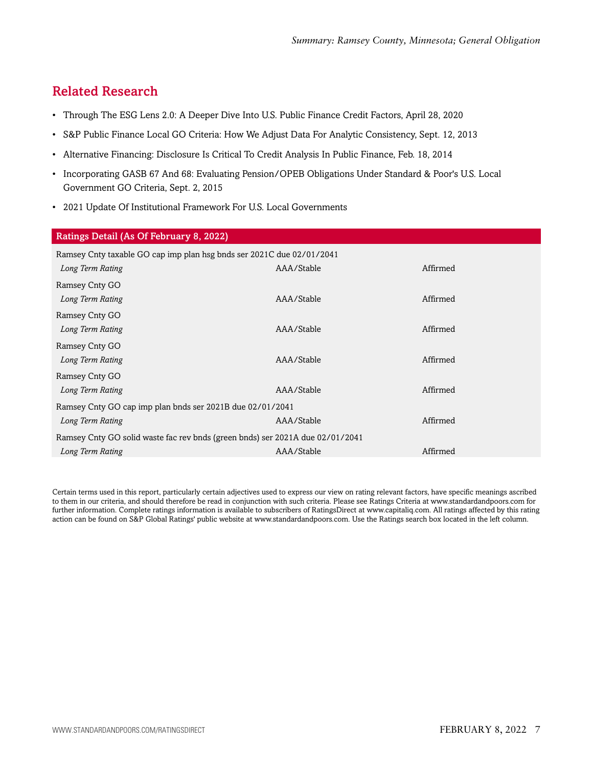## Related Research

- Through The ESG Lens 2.0: A Deeper Dive Into U.S. Public Finance Credit Factors, April 28, 2020
- S&P Public Finance Local GO Criteria: How We Adjust Data For Analytic Consistency, Sept. 12, 2013
- Alternative Financing: Disclosure Is Critical To Credit Analysis In Public Finance, Feb. 18, 2014
- Incorporating GASB 67 And 68: Evaluating Pension/OPEB Obligations Under Standard & Poor's U.S. Local Government GO Criteria, Sept. 2, 2015
- 2021 Update Of Institutional Framework For U.S. Local Governments

| Ratings Detail (As Of February 8, 2022) | | |
|---|---|---|
| Ramsey Cnty taxable GO cap imp plan hsg bnds ser 2021C due 02/01/2041 | | |
| *Long Term Rating* | AAA/Stable | Affirmed |
| Ramsey Cnty GO | | |
| *Long Term Rating* | AAA/Stable | Affirmed |
| Ramsey Cnty GO | | |
| *Long Term Rating* | AAA/Stable | Affirmed |
| Ramsey Cnty GO | | |
| *Long Term Rating* | AAA/Stable | Affirmed |
| Ramsey Cnty GO | | |
| *Long Term Rating* | AAA/Stable | Affirmed |
| Ramsey Cnty GO cap imp plan bnds ser 2021B due 02/01/2041 | | |
| *Long Term Rating* | AAA/Stable | Affirmed |
| Ramsey Cnty GO solid waste fac rev bnds (green bnds) ser 2021A due 02/01/2041 | | |
| *Long Term Rating* | AAA/Stable | Affirmed |

Certain terms used in this report, particularly certain adjectives used to express our view on rating relevant factors, have specific meanings ascribed to them in our criteria, and should therefore be read in conjunction with such criteria. Please see Ratings Criteria at www.standardandpoors.com for further information. Complete ratings information is available to subscribers of RatingsDirect at www.capitaliq.com. All ratings affected by this rating action can be found on S&P Global Ratings' public website at www.standardandpoors.com. Use the Ratings search box located in the left column.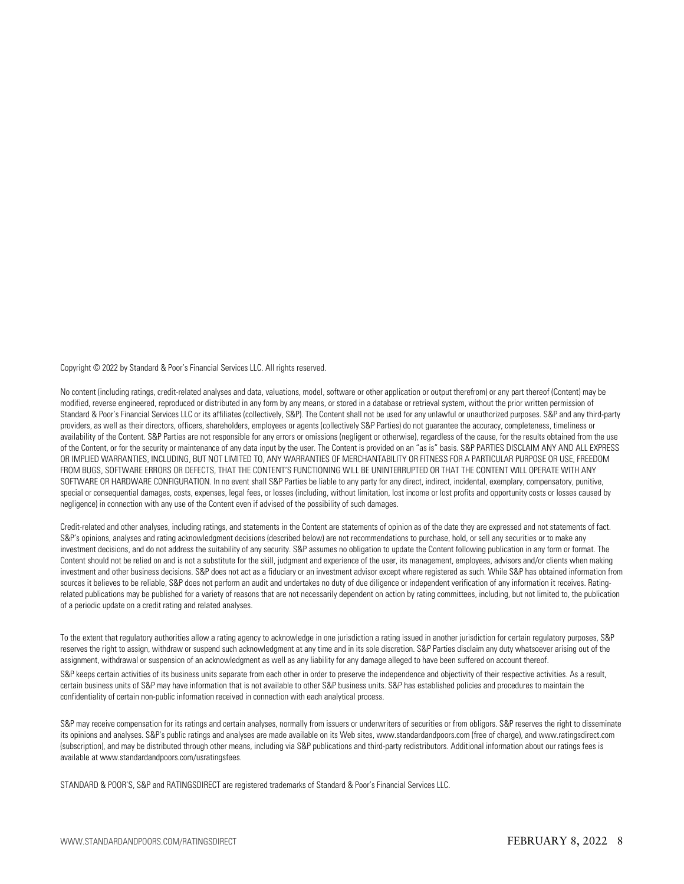Copyright © 2022 by Standard & Poor's Financial Services LLC. All rights reserved.

No content (including ratings, credit-related analyses and data, valuations, model, software or other application or output therefrom) or any part thereof (Content) may be modified, reverse engineered, reproduced or distributed in any form by any means, or stored in a database or retrieval system, without the prior written permission of Standard & Poor's Financial Services LLC or its affiliates (collectively, S&P). The Content shall not be used for any unlawful or unauthorized purposes. S&P and any third-party providers, as well as their directors, officers, shareholders, employees or agents (collectively S&P Parties) do not guarantee the accuracy, completeness, timeliness or availability of the Content. S&P Parties are not responsible for any errors or omissions (negligent or otherwise), regardless of the cause, for the results obtained from the use of the Content, or for the security or maintenance of any data input by the user. The Content is provided on an "as is" basis. S&P PARTIES DISCLAIM ANY AND ALL EXPRESS OR IMPLIED WARRANTIES, INCLUDING, BUT NOT LIMITED TO, ANY WARRANTIES OF MERCHANTABILITY OR FITNESS FOR A PARTICULAR PURPOSE OR USE, FREEDOM FROM BUGS, SOFTWARE ERRORS OR DEFECTS, THAT THE CONTENT'S FUNCTIONING WILL BE UNINTERRUPTED OR THAT THE CONTENT WILL OPERATE WITH ANY SOFTWARE OR HARDWARE CONFIGURATION. In no event shall S&P Parties be liable to any party for any direct, indirect, incidental, exemplary, compensatory, punitive, special or consequential damages, costs, expenses, legal fees, or losses (including, without limitation, lost income or lost profits and opportunity costs or losses caused by negligence) in connection with any use of the Content even if advised of the possibility of such damages.

Credit-related and other analyses, including ratings, and statements in the Content are statements of opinion as of the date they are expressed and not statements of fact. S&P's opinions, analyses and rating acknowledgment decisions (described below) are not recommendations to purchase, hold, or sell any securities or to make any investment decisions, and do not address the suitability of any security. S&P assumes no obligation to update the Content following publication in any form or format. The Content should not be relied on and is not a substitute for the skill, judgment and experience of the user, its management, employees, advisors and/or clients when making investment and other business decisions. S&P does not act as a fiduciary or an investment advisor except where registered as such. While S&P has obtained information from sources it believes to be reliable, S&P does not perform an audit and undertakes no duty of due diligence or independent verification of any information it receives. Rating-related publications may be published for a variety of reasons that are not necessarily dependent on action by rating committees, including, but not limited to, the publication of a periodic update on a credit rating and related analyses.

To the extent that regulatory authorities allow a rating agency to acknowledge in one jurisdiction a rating issued in another jurisdiction for certain regulatory purposes, S&P reserves the right to assign, withdraw or suspend such acknowledgment at any time and in its sole discretion. S&P Parties disclaim any duty whatsoever arising out of the assignment, withdrawal or suspension of an acknowledgment as well as any liability for any damage alleged to have been suffered on account thereof.

S&P keeps certain activities of its business units separate from each other in order to preserve the independence and objectivity of their respective activities. As a result, certain business units of S&P may have information that is not available to other S&P business units. S&P has established policies and procedures to maintain the confidentiality of certain non-public information received in connection with each analytical process.

S&P may receive compensation for its ratings and certain analyses, normally from issuers or underwriters of securities or from obligors. S&P reserves the right to disseminate its opinions and analyses. S&P's public ratings and analyses are made available on its Web sites, www.standardandpoors.com (free of charge), and www.ratingsdirect.com (subscription), and may be distributed through other means, including via S&P publications and third-party redistributors. Additional information about our ratings fees is available at www.standardandpoors.com/usratingsfees.

STANDARD & POOR'S, S&P and RATINGSDIRECT are registered trademarks of Standard & Poor's Financial Services LLC.